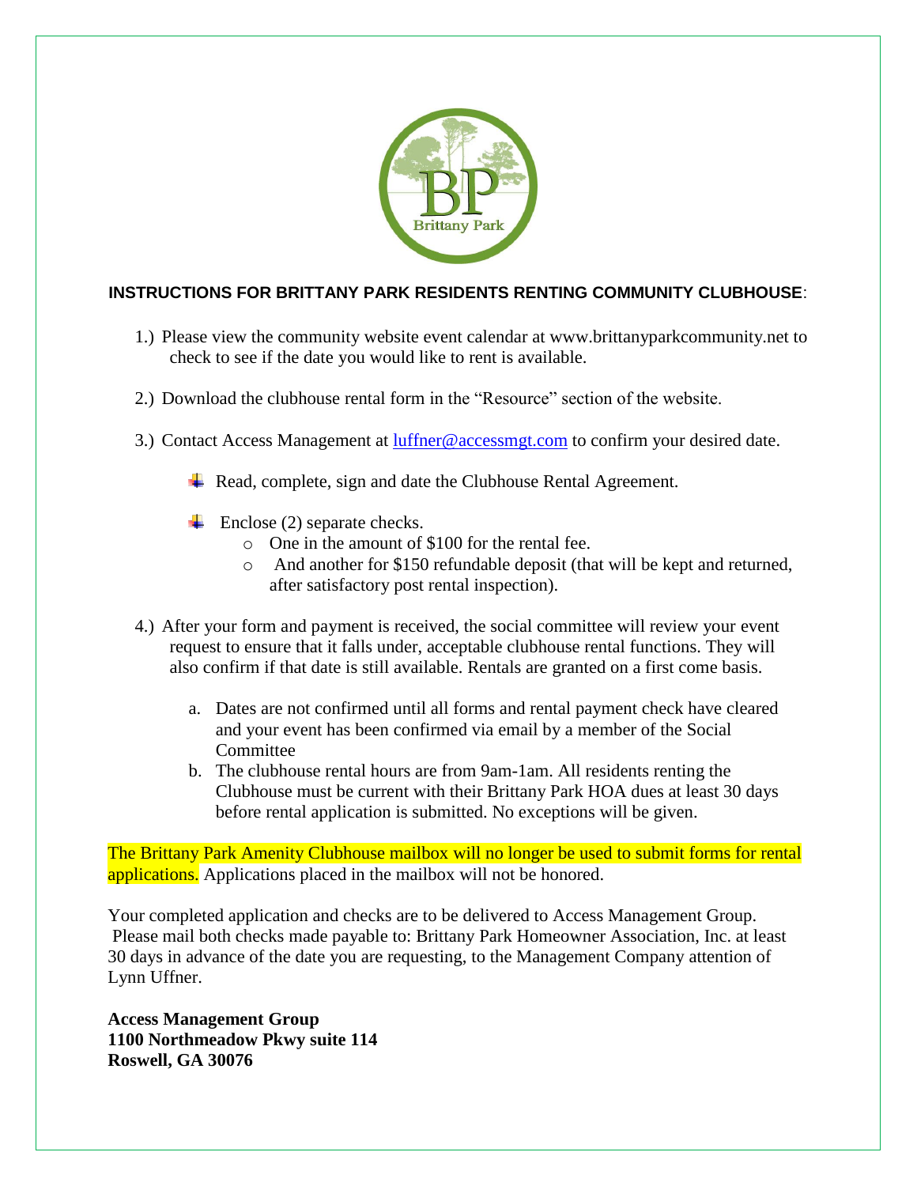## INSTRUCTIONS FOR BRITTANY PARK RESIDENTS RENTING COMMUNITY CLUBHOUSE:

1.) Please view the community website event calendar at www.brittanyparkcommunity.net to check to see if the date you would like to rent is available.

2.) Download the clubhouse rental form in the "Resource" section of the website.

3.) Contact Access Management at luffner@accessmgt.com to confirm your desired date.

- Read, complete, sign and date the Clubhouse Rental Agreement.
- Enclose (2) separate checks.
  - One in the amount of $100 for the rental fee.
  - And another for $150 refundable deposit (that will be kept and returned, after satisfactory post rental inspection).

4.) After your form and payment is received, the social committee will review your event request to ensure that it falls under, acceptable clubhouse rental functions. They will also confirm if that date is still available. Rentals are granted on a first come basis.

a. Dates are not confirmed until all forms and rental payment check have cleared and your event has been confirmed via email by a member of the Social Committee

b. The clubhouse rental hours are from 9am-1am. All residents renting the Clubhouse must be current with their Brittany Park HOA dues at least 30 days before rental application is submitted. No exceptions will be given.

The Brittany Park Amenity Clubhouse mailbox will no longer be used to submit forms for rental applications. Applications placed in the mailbox will not be honored.

Your completed application and checks are to be delivered to Access Management Group. Please mail both checks made payable to: Brittany Park Homeowner Association, Inc. at least 30 days in advance of the date you are requesting, to the Management Company attention of Lynn Uffner.

**Access Management Group**
**1100 Northmeadow Pkwy suite 114**
**Roswell, GA 30076**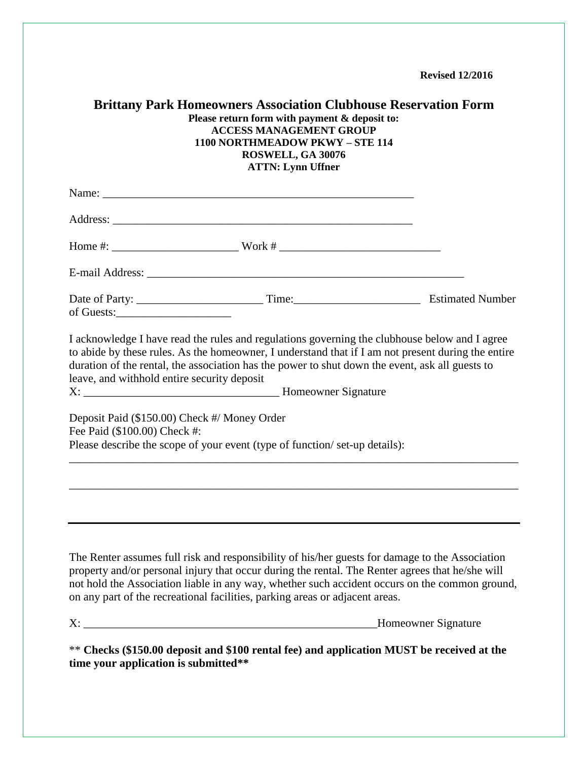**Revised 12/2016**

# Brittany Park Homeowners Association Clubhouse Reservation Form

**Please return form with payment & deposit to:**
**ACCESS MANAGEMENT GROUP**
**1100 NORTHMEADOW PKWY – STE 114**
**ROSWELL, GA 30076**
**ATTN: Lynn Uffner**

Name: _______________________________________________________

Address: _____________________________________________________

Home #: ______________________ Work # ____________________________

E-mail Address: ________________________________________________________

Date of Party: ______________________ Time:______________________ Estimated Number of Guests:____________________

I acknowledge I have read the rules and regulations governing the clubhouse below and I agree to abide by these rules. As the homeowner, I understand that if I am not present during the entire duration of the rental, the association has the power to shut down the event, ask all guests to leave, and withhold entire security deposit

X: ___________________________________ Homeowner Signature

Deposit Paid ($150.00) Check #/ Money Order
Fee Paid ($100.00) Check #:
Please describe the scope of your event (type of function/ set-up details):

_______________________________________________________________________________

_______________________________________________________________________________

_______________________________________________________________________________

The Renter assumes full risk and responsibility of his/her guests for damage to the Association property and/or personal injury that occur during the rental. The Renter agrees that he/she will not hold the Association liable in any way, whether such accident occurs on the common ground, on any part of the recreational facilities, parking areas or adjacent areas.

X: _____________________________________________________Homeowner Signature

** **Checks ($150.00 deposit and $100 rental fee) and application MUST be received at the time your application is submitted****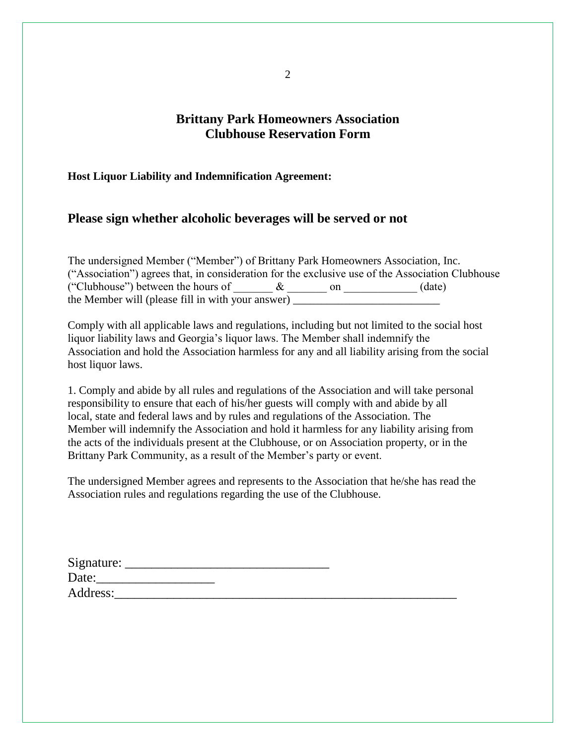# Brittany Park Homeowners Association
# Clubhouse Reservation Form

**Host Liquor Liability and Indemnification Agreement:**

## Please sign whether alcoholic beverages will be served or not

The undersigned Member ("Member") of Brittany Park Homeowners Association, Inc. ("Association") agrees that, in consideration for the exclusive use of the Association Clubhouse ("Clubhouse") between the hours of _______ & _______ on _____________ (date) the Member will (please fill in with your answer) _________________________

Comply with all applicable laws and regulations, including but not limited to the social host liquor liability laws and Georgia's liquor laws. The Member shall indemnify the Association and hold the Association harmless for any and all liability arising from the social host liquor laws.

1. Comply and abide by all rules and regulations of the Association and will take personal responsibility to ensure that each of his/her guests will comply with and abide by all local, state and federal laws and by rules and regulations of the Association. The Member will indemnify the Association and hold it harmless for any liability arising from the acts of the individuals present at the Clubhouse, or on Association property, or in the Brittany Park Community, as a result of the Member's party or event.

The undersigned Member agrees and represents to the Association that he/she has read the Association rules and regulations regarding the use of the Clubhouse.

Signature: ______________________________

Date:_________________

Address:_____________________________________________________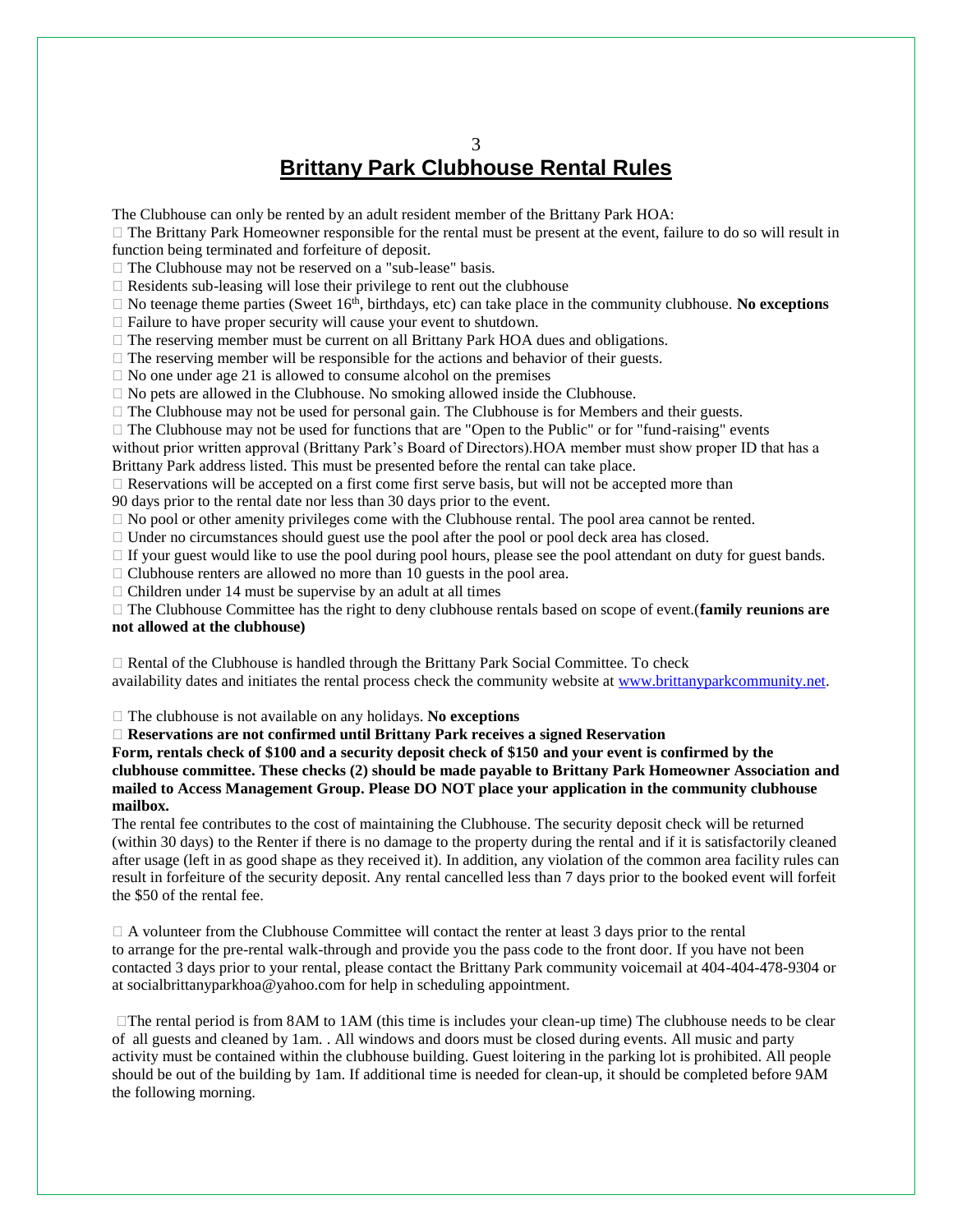# Brittany Park Clubhouse Rental Rules

The Clubhouse can only be rented by an adult resident member of the Brittany Park HOA:

- The Brittany Park Homeowner responsible for the rental must be present at the event, failure to do so will result in function being terminated and forfeiture of deposit.
- The Clubhouse may not be reserved on a "sub-lease" basis.
- Residents sub-leasing will lose their privilege to rent out the clubhouse
- No teenage theme parties (Sweet 16th, birthdays, etc) can take place in the community clubhouse. **No exceptions**
- Failure to have proper security will cause your event to shutdown.
- The reserving member must be current on all Brittany Park HOA dues and obligations.
- The reserving member will be responsible for the actions and behavior of their guests.
- No one under age 21 is allowed to consume alcohol on the premises
- No pets are allowed in the Clubhouse. No smoking allowed inside the Clubhouse.
- The Clubhouse may not be used for personal gain. The Clubhouse is for Members and their guests.
- The Clubhouse may not be used for functions that are "Open to the Public" or for "fund-raising" events without prior written approval (Brittany Park's Board of Directors).HOA member must show proper ID that has a Brittany Park address listed. This must be presented before the rental can take place.
- Reservations will be accepted on a first come first serve basis, but will not be accepted more than 90 days prior to the rental date nor less than 30 days prior to the event.
- No pool or other amenity privileges come with the Clubhouse rental. The pool area cannot be rented.
- Under no circumstances should guest use the pool after the pool or pool deck area has closed.
- If your guest would like to use the pool during pool hours, please see the pool attendant on duty for guest bands.
- Clubhouse renters are allowed no more than 10 guests in the pool area.
- Children under 14 must be supervise by an adult at all times
- The Clubhouse Committee has the right to deny clubhouse rentals based on scope of event.(**family reunions are not allowed at the clubhouse)**

- Rental of the Clubhouse is handled through the Brittany Park Social Committee. To check availability dates and initiates the rental process check the community website at www.brittanyparkcommunity.net.

- The clubhouse is not available on any holidays. **No exceptions**
- **Reservations are not confirmed until Brittany Park receives a signed Reservation Form, rentals check of $100 and a security deposit check of $150 and your event is confirmed by the clubhouse committee. These checks (2) should be made payable to Brittany Park Homeowner Association and mailed to Access Management Group. Please DO NOT place your application in the community clubhouse mailbox.**

The rental fee contributes to the cost of maintaining the Clubhouse. The security deposit check will be returned (within 30 days) to the Renter if there is no damage to the property during the rental and if it is satisfactorily cleaned after usage (left in as good shape as they received it). In addition, any violation of the common area facility rules can result in forfeiture of the security deposit. Any rental cancelled less than 7 days prior to the booked event will forfeit the $50 of the rental fee.

- A volunteer from the Clubhouse Committee will contact the renter at least 3 days prior to the rental to arrange for the pre-rental walk-through and provide you the pass code to the front door. If you have not been contacted 3 days prior to your rental, please contact the Brittany Park community voicemail at 404-404-478-9304 or at socialbrittanyparkhoa@yahoo.com for help in scheduling appointment.

- The rental period is from 8AM to 1AM (this time is includes your clean-up time) The clubhouse needs to be clear of all guests and cleaned by 1am. . All windows and doors must be closed during events. All music and party activity must be contained within the clubhouse building. Guest loitering in the parking lot is prohibited. All people should be out of the building by 1am. If additional time is needed for clean-up, it should be completed before 9AM the following morning.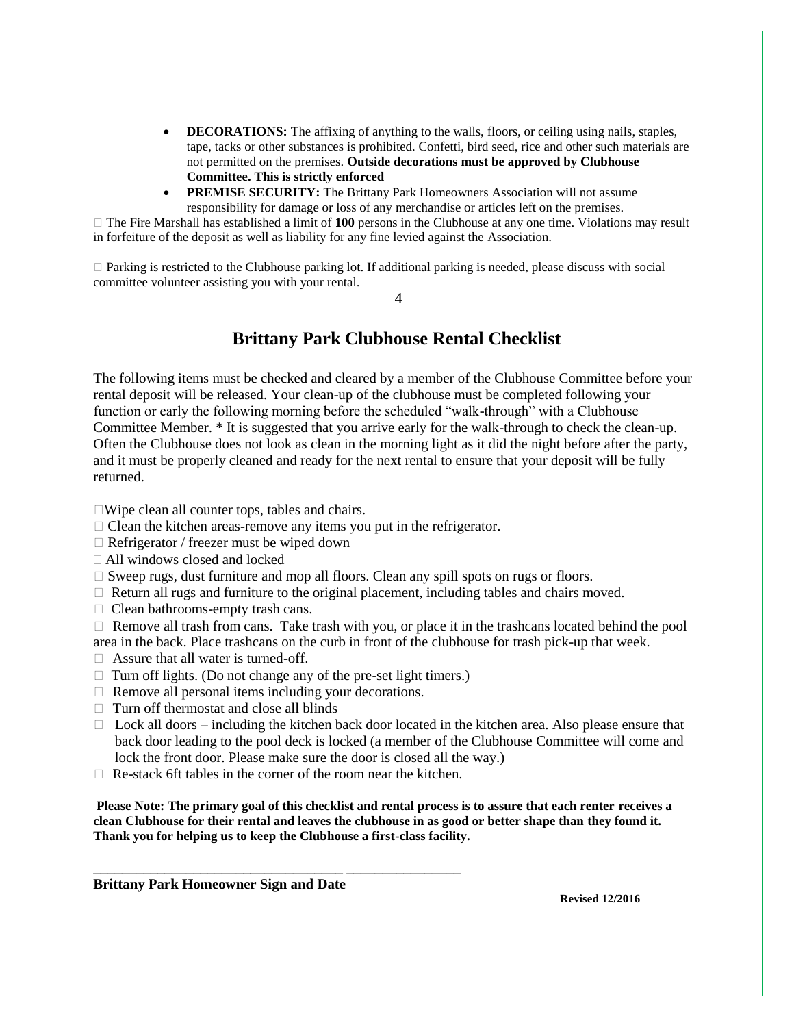- **DECORATIONS:** The affixing of anything to the walls, floors, or ceiling using nails, staples, tape, tacks or other substances is prohibited. Confetti, bird seed, rice and other such materials are not permitted on the premises. **Outside decorations must be approved by Clubhouse Committee. This is strictly enforced**
- **PREMISE SECURITY:** The Brittany Park Homeowners Association will not assume responsibility for damage or loss of any merchandise or articles left on the premises.

☐ The Fire Marshall has established a limit of **100** persons in the Clubhouse at any one time. Violations may result in forfeiture of the deposit as well as liability for any fine levied against the Association.

☐ Parking is restricted to the Clubhouse parking lot. If additional parking is needed, please discuss with social committee volunteer assisting you with your rental.

## Brittany Park Clubhouse Rental Checklist

The following items must be checked and cleared by a member of the Clubhouse Committee before your rental deposit will be released. Your clean-up of the clubhouse must be completed following your function or early the following morning before the scheduled "walk-through" with a Clubhouse Committee Member. * It is suggested that you arrive early for the walk-through to check the clean-up. Often the Clubhouse does not look as clean in the morning light as it did the night before after the party, and it must be properly cleaned and ready for the next rental to ensure that your deposit will be fully returned.

☐ Wipe clean all counter tops, tables and chairs.
☐ Clean the kitchen areas-remove any items you put in the refrigerator.
☐ Refrigerator / freezer must be wiped down
☐ All windows closed and locked
☐ Sweep rugs, dust furniture and mop all floors. Clean any spill spots on rugs or floors.
☐ Return all rugs and furniture to the original placement, including tables and chairs moved.
☐ Clean bathrooms-empty trash cans.
☐ Remove all trash from cans. Take trash with you, or place it in the trashcans located behind the pool area in the back. Place trashcans on the curb in front of the clubhouse for trash pick-up that week.
☐ Assure that all water is turned-off.
☐ Turn off lights. (Do not change any of the pre-set light timers.)
☐ Remove all personal items including your decorations.
☐ Turn off thermostat and close all blinds
☐ Lock all doors – including the kitchen back door located in the kitchen area. Also please ensure that back door leading to the pool deck is locked (a member of the Clubhouse Committee will come and lock the front door. Please make sure the door is closed all the way.)
☐ Re-stack 6ft tables in the corner of the room near the kitchen.

**Please Note: The primary goal of this checklist and rental process is to assure that each renter receives a clean Clubhouse for their rental and leaves the clubhouse in as good or better shape than they found it. Thank you for helping us to keep the Clubhouse a first-class facility.**

\_\_\_\_\_\_\_\_\_\_\_\_\_\_\_\_\_\_\_\_\_\_\_\_\_\_\_\_\_\_\_\_\_\_\_ \_\_\_\_\_\_\_\_\_\_\_\_\_\_\_\_

**Brittany Park Homeowner Sign and Date**

**Revised 12/2016**